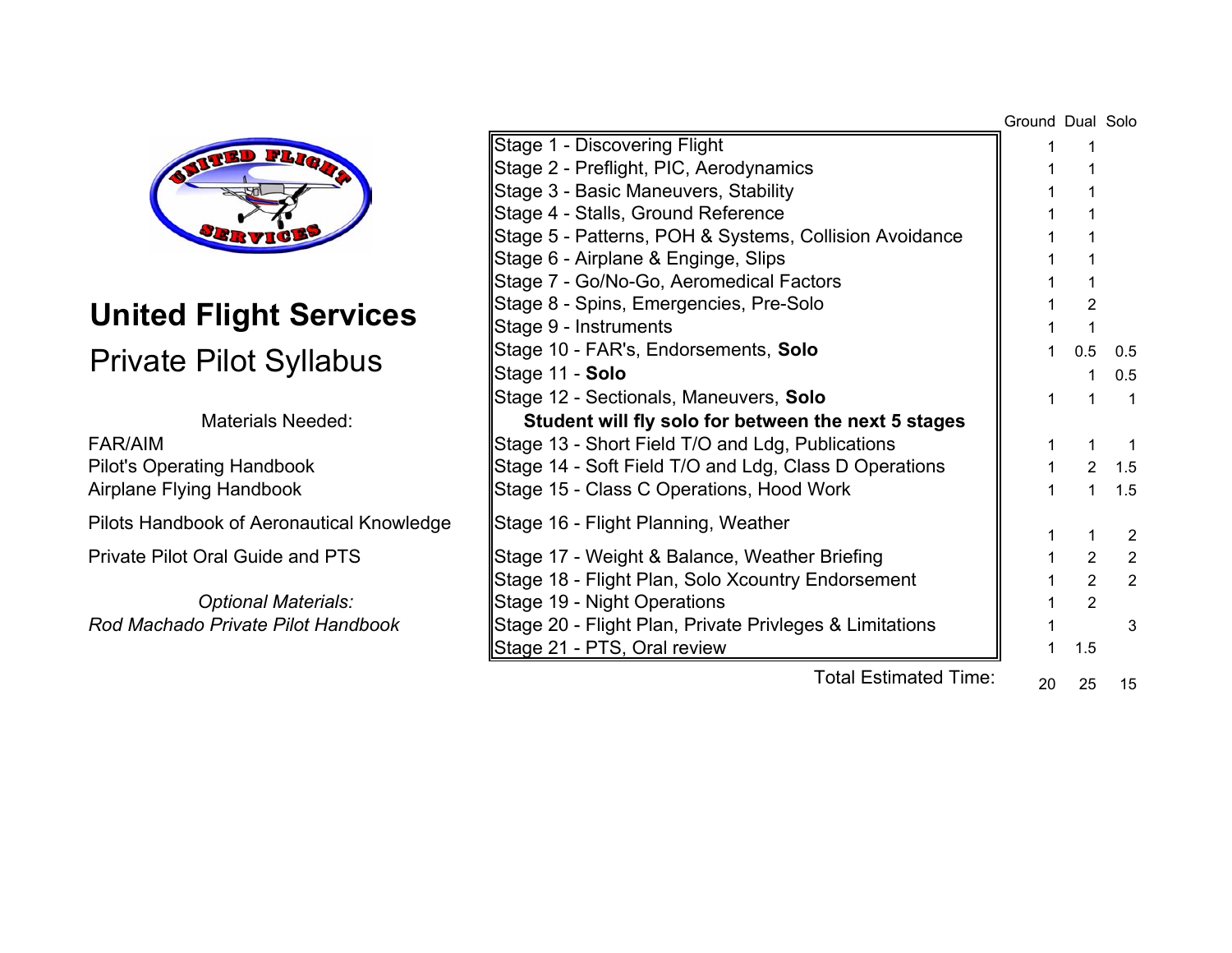# United Flight Services

## Private Pilot Syllabus

Materials Needed:

- FAR/AIM
- Pilot's Operating Handbook
- Airplane Flying Handbook
- Pilots Handbook of Aeronautical Knowledge
- Private Pilot Oral Guide and PTS

*Optional Materials:*

*Rod Machado Private Pilot Handbook*

| Stage | Ground | Dual | Solo |
|---|---|---|---|
| Stage 1 - Discovering Flight | 1 | 1 | |
| Stage 2 - Preflight, PIC, Aerodynamics | 1 | 1 | |
| Stage 3 - Basic Maneuvers, Stability | 1 | 1 | |
| Stage 4 - Stalls, Ground Reference | 1 | 1 | |
| Stage 5 - Patterns, POH & Systems, Collision Avoidance | 1 | 1 | |
| Stage 6 - Airplane & Enginge, Slips | 1 | 1 | |
| Stage 7 - Go/No-Go, Aeromedical Factors | 1 | 1 | |
| Stage 8 - Spins, Emergencies, Pre-Solo | 1 | 2 | |
| Stage 9 - Instruments | 1 | 1 | |
| Stage 10 - FAR's, Endorsements, **Solo** | 1 | 0.5 | 0.5 |
| Stage 11 - **Solo** | | 1 | 0.5 |
| Stage 12 - Sectionals, Maneuvers, **Solo** | 1 | 1 | 1 |
| **Student will fly solo for between the next 5 stages** | | | |
| Stage 13 - Short Field T/O and Ldg, Publications | 1 | 1 | 1 |
| Stage 14 - Soft Field T/O and Ldg, Class D Operations | 1 | 2 | 1.5 |
| Stage 15 - Class C Operations, Hood Work | 1 | 1 | 1.5 |
| Stage 16 - Flight Planning, Weather | 1 | 1 | 2 |
| Stage 17 - Weight & Balance, Weather Briefing | 1 | 2 | 2 |
| Stage 18 - Flight Plan, Solo Xcountry Endorsement | 1 | 2 | 2 |
| Stage 19 - Night Operations | 1 | 2 | |
| Stage 20 - Flight Plan, Private Privleges & Limitations | 1 | | 3 |
| Stage 21 - PTS, Oral review | 1 | 1.5 | |
| Total Estimated Time: | 20 | 25 | 15 |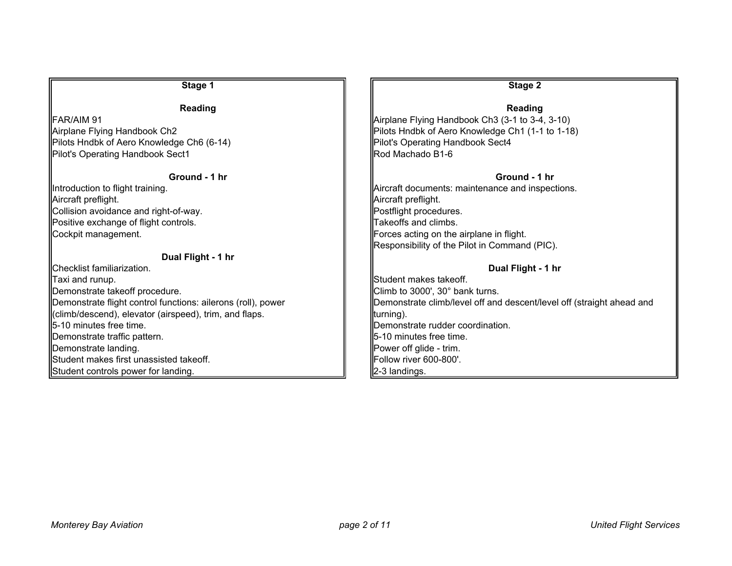## Stage 1

### Reading

FAR/AIM 91
Airplane Flying Handbook Ch2
Pilots Hndbk of Aero Knowledge Ch6 (6-14)
Pilot's Operating Handbook Sect1

### Ground - 1 hr

Introduction to flight training.
Aircraft preflight.
Collision avoidance and right-of-way.
Positive exchange of flight controls.
Cockpit management.

### Dual Flight - 1 hr

Checklist familiarization.
Taxi and runup.
Demonstrate takeoff procedure.
Demonstrate flight control functions: ailerons (roll), power (climb/descend), elevator (airspeed), trim, and flaps.
5-10 minutes free time.
Demonstrate traffic pattern.
Demonstrate landing.
Student makes first unassisted takeoff.
Student controls power for landing.

## Stage 2

### Reading

Airplane Flying Handbook Ch3 (3-1 to 3-4, 3-10)
Pilots Hndbk of Aero Knowledge Ch1 (1-1 to 1-18)
Pilot's Operating Handbook Sect4
Rod Machado B1-6

### Ground - 1 hr

Aircraft documents: maintenance and inspections.
Aircraft preflight.
Postflight procedures.
Takeoffs and climbs.
Forces acting on the airplane in flight.
Responsibility of the Pilot in Command (PIC).

### Dual Flight - 1 hr

Student makes takeoff.
Climb to 3000', 30° bank turns.
Demonstrate climb/level off and descent/level off (straight ahead and turning).
Demonstrate rudder coordination.
5-10 minutes free time.
Power off glide - trim.
Follow river 600-800'.
2-3 landings.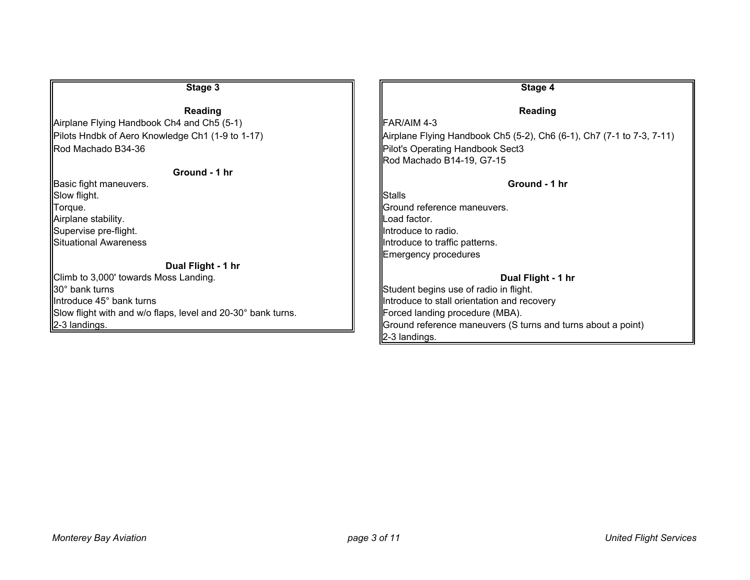## Stage 3

### Reading

Airplane Flying Handbook Ch4 and Ch5 (5-1)
Pilots Hndbk of Aero Knowledge Ch1 (1-9 to 1-17)
Rod Machado B34-36

### Ground - 1 hr

Basic fight maneuvers.
Slow flight.
Torque.
Airplane stability.
Supervise pre-flight.
Situational Awareness

### Dual Flight - 1 hr

Climb to 3,000' towards Moss Landing.
30° bank turns
Introduce 45° bank turns
Slow flight with and w/o flaps, level and 20-30° bank turns.
2-3 landings.

## Stage 4

### Reading

FAR/AIM 4-3
Airplane Flying Handbook Ch5 (5-2), Ch6 (6-1), Ch7 (7-1 to 7-3, 7-11)
Pilot's Operating Handbook Sect3
Rod Machado B14-19, G7-15

### Ground - 1 hr

Stalls
Ground reference maneuvers.
Load factor.
Introduce to radio.
Introduce to traffic patterns.
Emergency procedures

### Dual Flight - 1 hr

Student begins use of radio in flight.
Introduce to stall orientation and recovery
Forced landing procedure (MBA).
Ground reference maneuvers (S turns and turns about a point)
2-3 landings.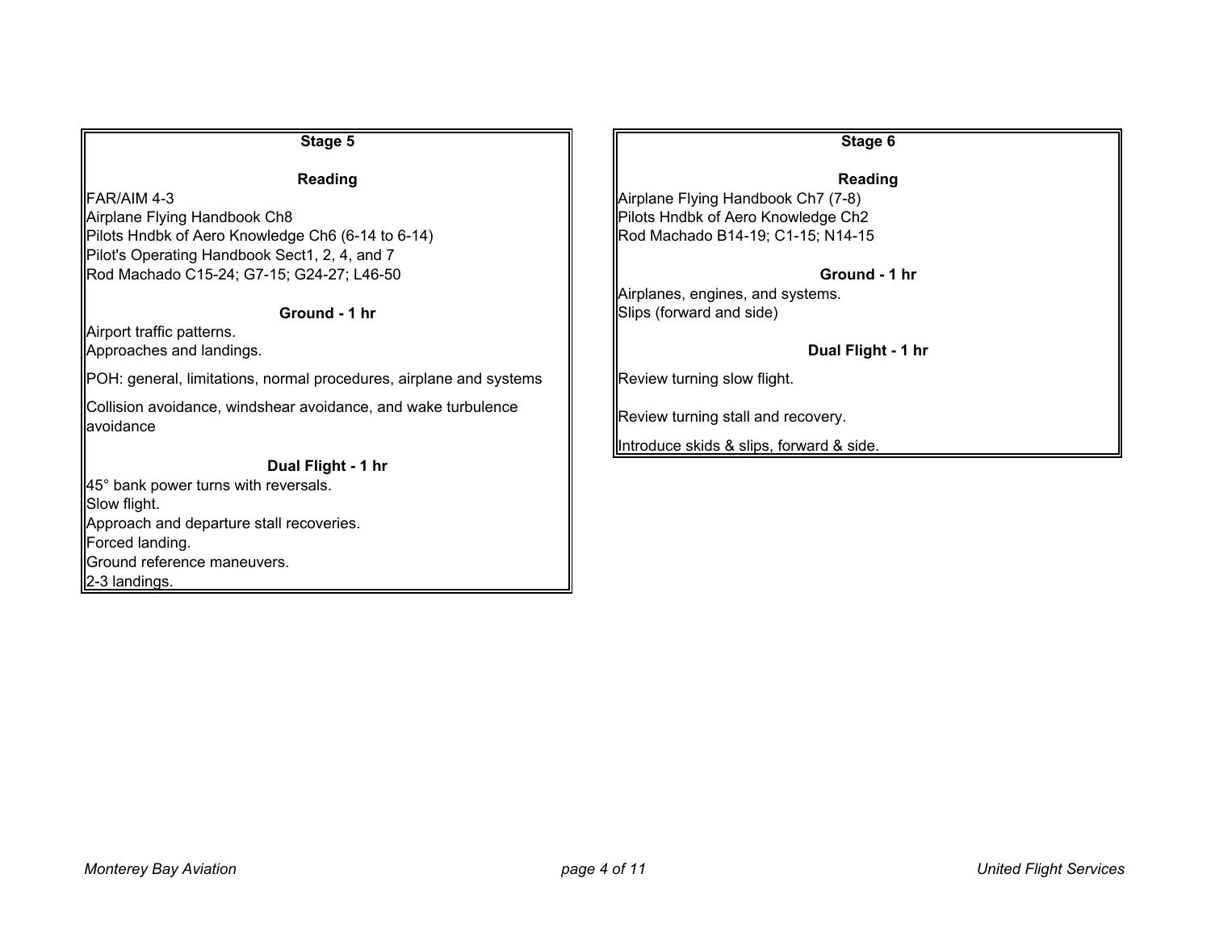## Stage 5

### Reading

FAR/AIM 4-3
Airplane Flying Handbook Ch8
Pilots Hndbk of Aero Knowledge Ch6 (6-14 to 6-14)
Pilot's Operating Handbook Sect1, 2, 4, and 7
Rod Machado C15-24; G7-15; G24-27; L46-50

### Ground - 1 hr

Airport traffic patterns.
Approaches and landings.

POH: general, limitations, normal procedures, airplane and systems

Collision avoidance, windshear avoidance, and wake turbulence avoidance

### Dual Flight - 1 hr

45° bank power turns with reversals.
Slow flight.
Approach and departure stall recoveries.
Forced landing.
Ground reference maneuvers.
2-3 landings.

## Stage 6

### Reading

Airplane Flying Handbook Ch7 (7-8)
Pilots Hndbk of Aero Knowledge Ch2
Rod Machado B14-19; C1-15; N14-15

### Ground - 1 hr

Airplanes, engines, and systems.
Slips (forward and side)

### Dual Flight - 1 hr

Review turning slow flight.

Review turning stall and recovery.

Introduce skids & slips, forward & side.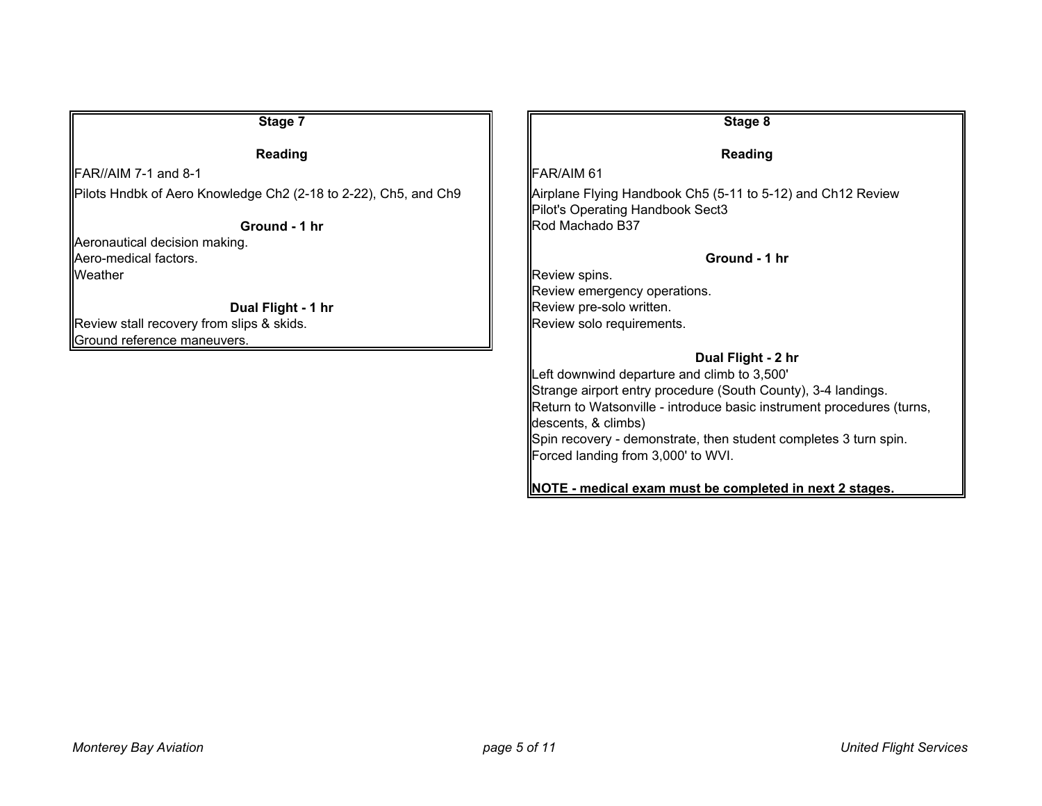## Stage 7

### Reading

FAR//AIM 7-1 and 8-1

Pilots Hndbk of Aero Knowledge Ch2 (2-18 to 2-22), Ch5, and Ch9

### Ground - 1 hr

Aeronautical decision making.
Aero-medical factors.
Weather

### Dual Flight - 1 hr

Review stall recovery from slips & skids.
Ground reference maneuvers.

## Stage 8

### Reading

FAR/AIM 61

Airplane Flying Handbook Ch5 (5-11 to 5-12) and Ch12 Review
Pilot's Operating Handbook Sect3
Rod Machado B37

### Ground - 1 hr

Review spins.
Review emergency operations.
Review pre-solo written.
Review solo requirements.

### Dual Flight - 2 hr

Left downwind departure and climb to 3,500'
Strange airport entry procedure (South County), 3-4 landings.
Return to Watsonville - introduce basic instrument procedures (turns, descents, & climbs)
Spin recovery - demonstrate, then student completes 3 turn spin.
Forced landing from 3,000' to WVI.

**NOTE - medical exam must be completed in next 2 stages.**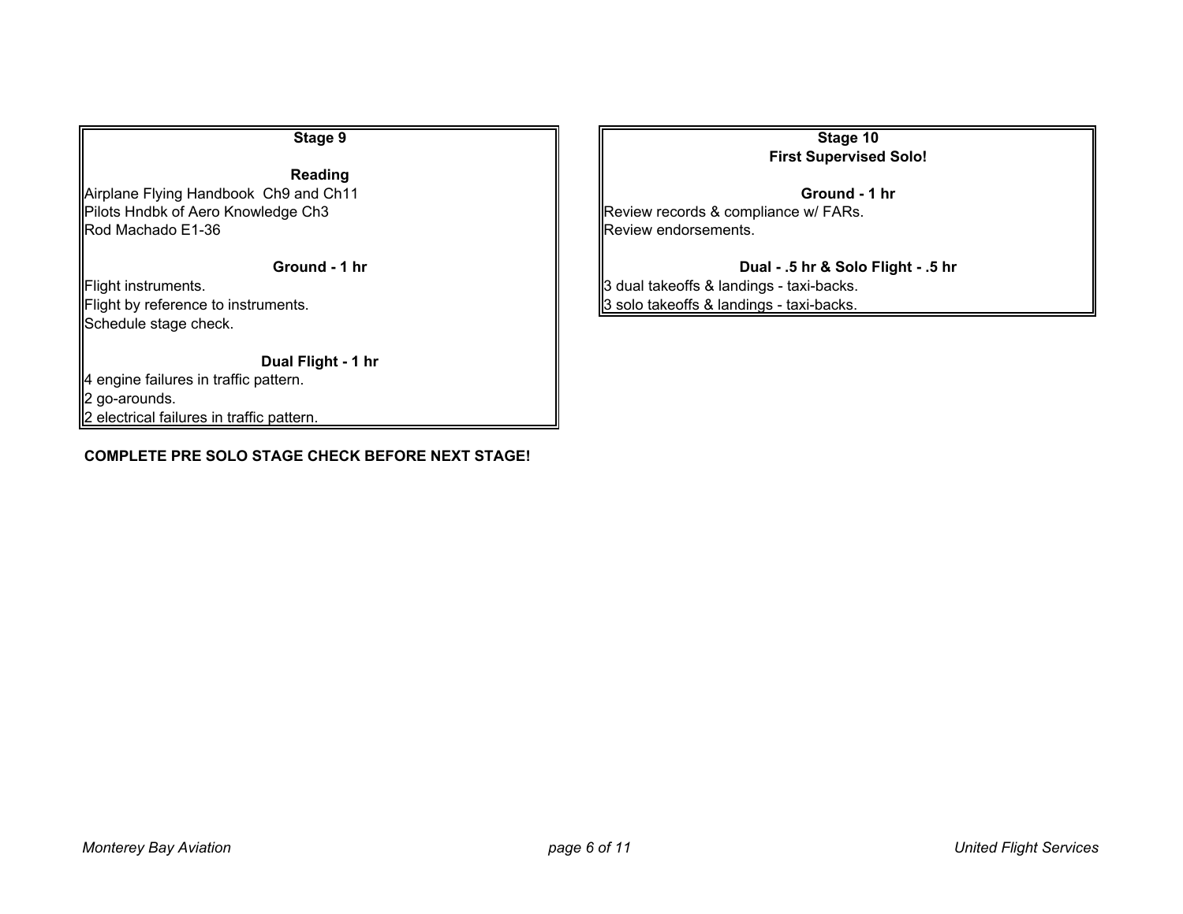## Stage 9

### Reading

Airplane Flying Handbook  Ch9 and Ch11
Pilots Hndbk of Aero Knowledge Ch3
Rod Machado E1-36

### Ground - 1 hr

Flight instruments.
Flight by reference to instruments.
Schedule stage check.

### Dual Flight - 1 hr

4 engine failures in traffic pattern.
2 go-arounds.
2 electrical failures in traffic pattern.

**COMPLETE PRE SOLO STAGE CHECK BEFORE NEXT STAGE!**

## Stage 10
## First Supervised Solo!

### Ground - 1 hr

Review records & compliance w/ FARs.
Review endorsements.

### Dual - .5 hr & Solo Flight - .5 hr

3 dual takeoffs & landings - taxi-backs.
3 solo takeoffs & landings - taxi-backs.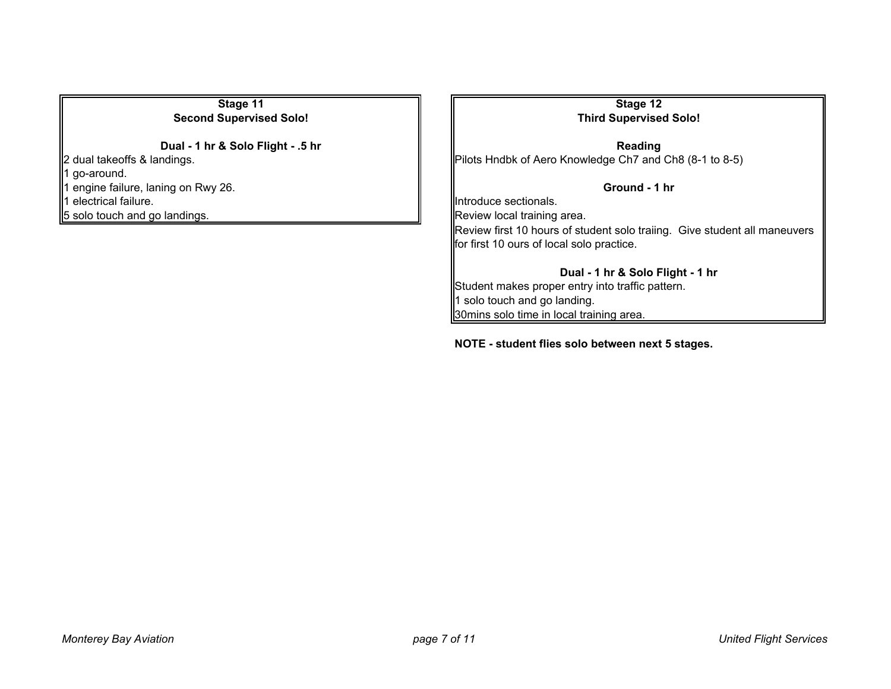### Stage 11
### Second Supervised Solo!

**Dual - 1 hr & Solo Flight - .5 hr**

2 dual takeoffs & landings.
1 go-around.
1 engine failure, laning on Rwy 26.
1 electrical failure.
5 solo touch and go landings.

### Stage 12
### Third Supervised Solo!

**Reading**

Pilots Hndbk of Aero Knowledge Ch7 and Ch8 (8-1 to 8-5)

**Ground - 1 hr**

Introduce sectionals.
Review local training area.
Review first 10 hours of student solo traiing. Give student all maneuvers for first 10 ours of local solo practice.

**Dual - 1 hr & Solo Flight - 1 hr**

Student makes proper entry into traffic pattern.
1 solo touch and go landing.
30mins solo time in local training area.

**NOTE - student flies solo between next 5 stages.**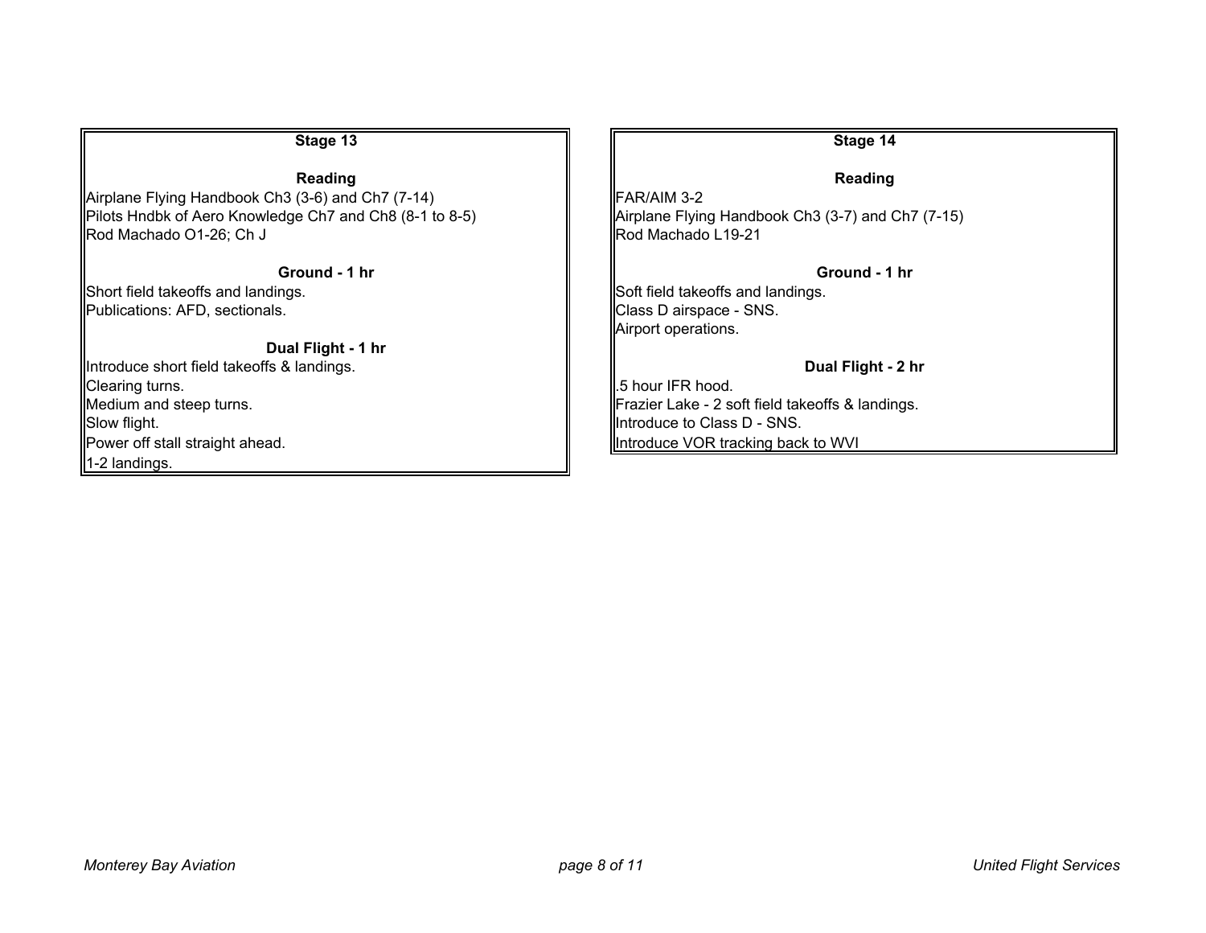## Stage 13

### Reading

Airplane Flying Handbook Ch3 (3-6) and Ch7 (7-14)
Pilots Hndbk of Aero Knowledge Ch7 and Ch8 (8-1 to 8-5)
Rod Machado O1-26; Ch J

### Ground - 1 hr

Short field takeoffs and landings.
Publications: AFD, sectionals.

### Dual Flight - 1 hr

Introduce short field takeoffs & landings.
Clearing turns.
Medium and steep turns.
Slow flight.
Power off stall straight ahead.
1-2 landings.

## Stage 14

### Reading

FAR/AIM 3-2
Airplane Flying Handbook Ch3 (3-7) and Ch7 (7-15)
Rod Machado L19-21

### Ground - 1 hr

Soft field takeoffs and landings.
Class D airspace - SNS.
Airport operations.

### Dual Flight - 2 hr

.5 hour IFR hood.
Frazier Lake - 2 soft field takeoffs & landings.
Introduce to Class D - SNS.
Introduce VOR tracking back to WVI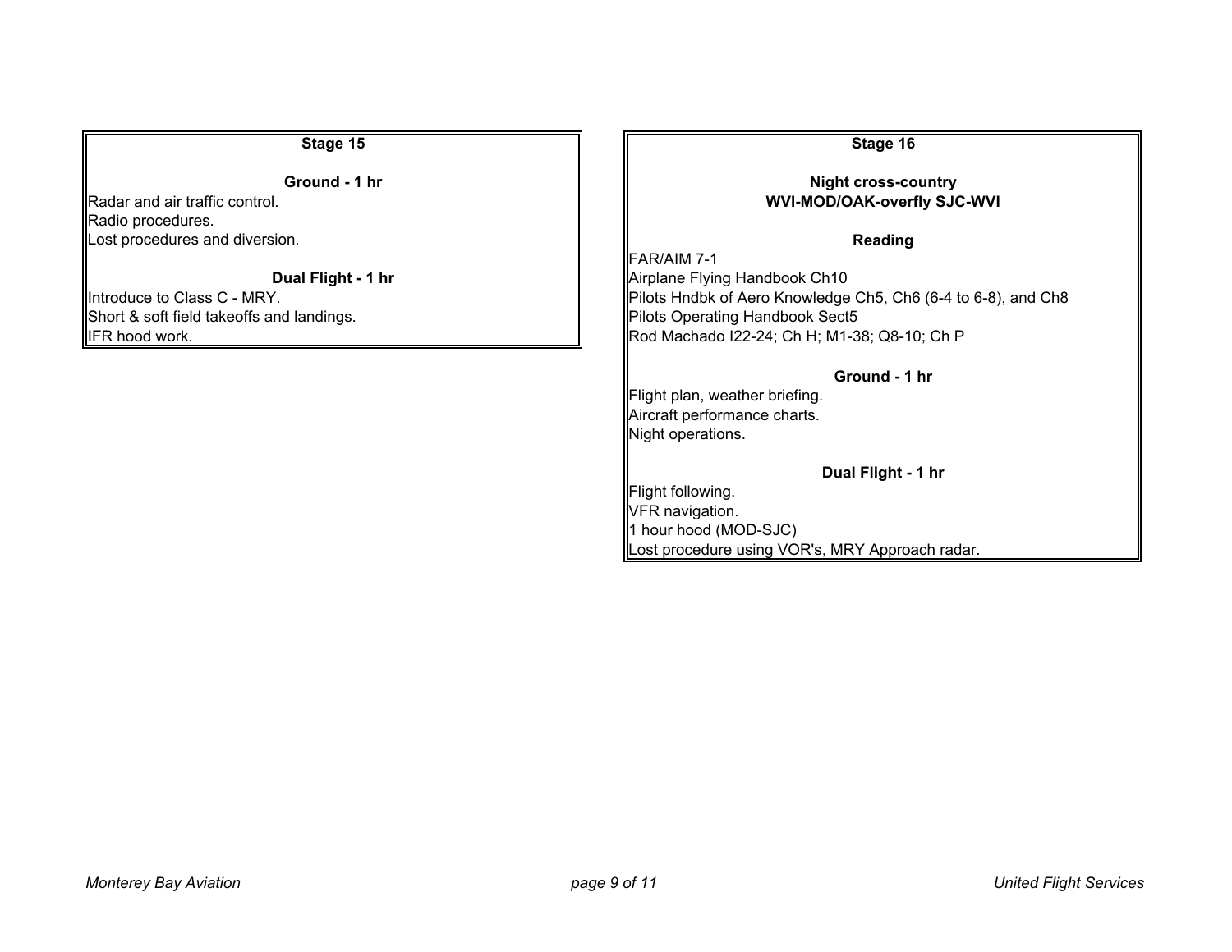## Stage 15

### Ground - 1 hr

Radar and air traffic control.
Radio procedures.
Lost procedures and diversion.

### Dual Flight - 1 hr

Introduce to Class C - MRY.
Short & soft field takeoffs and landings.
IFR hood work.

## Stage 16

### Night cross-country
### WVI-MOD/OAK-overfly SJC-WVI

### Reading

FAR/AIM 7-1
Airplane Flying Handbook Ch10
Pilots Hndbk of Aero Knowledge Ch5, Ch6 (6-4 to 6-8), and Ch8
Pilots Operating Handbook Sect5
Rod Machado I22-24; Ch H; M1-38; Q8-10; Ch P

### Ground - 1 hr

Flight plan, weather briefing.
Aircraft performance charts.
Night operations.

### Dual Flight - 1 hr

Flight following.
VFR navigation.
1 hour hood (MOD-SJC)
Lost procedure using VOR's, MRY Approach radar.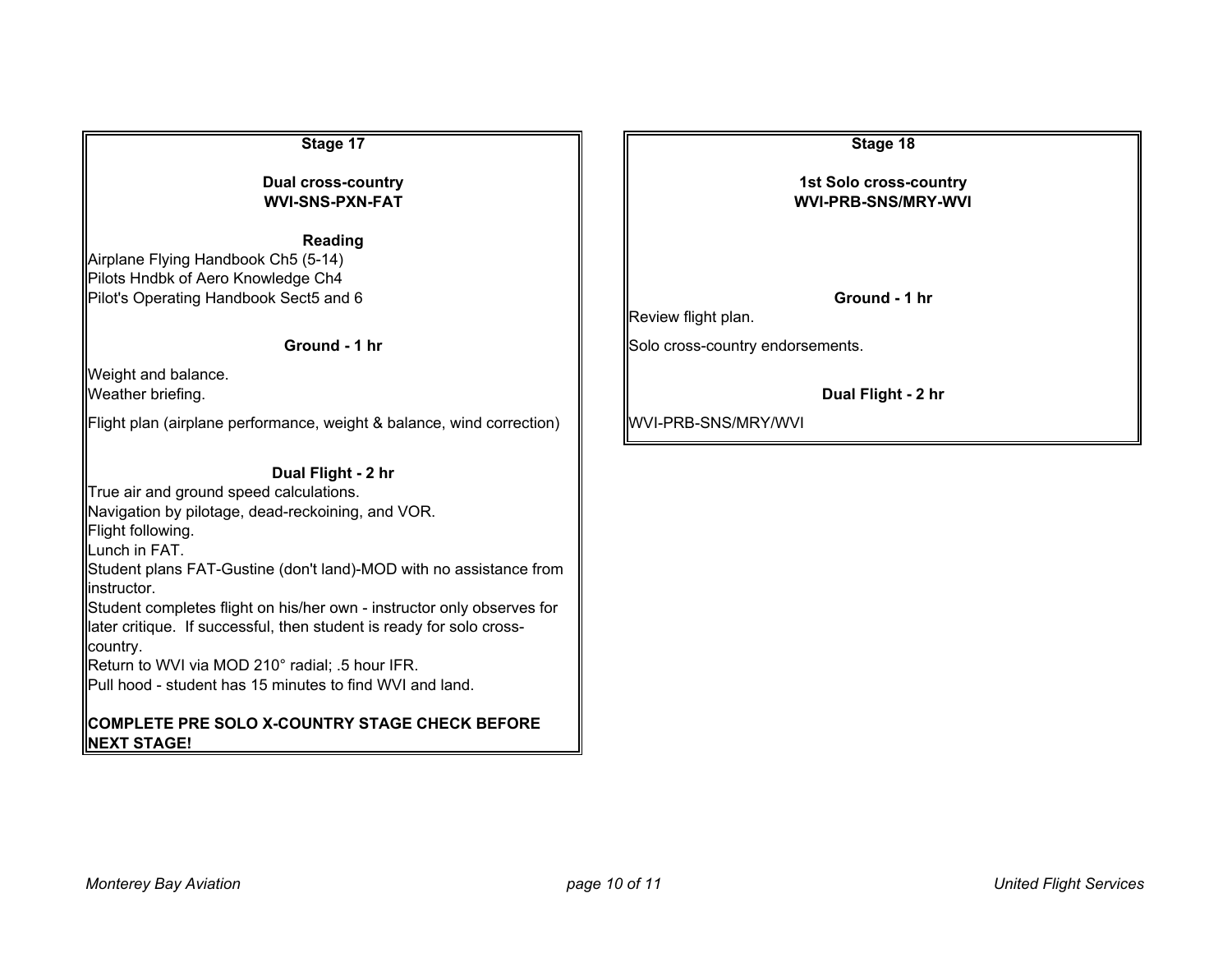## Stage 17

**Dual cross-country**
**WVI-SNS-PXN-FAT**

### Reading

Airplane Flying Handbook Ch5 (5-14)
Pilots Hndbk of Aero Knowledge Ch4
Pilot's Operating Handbook Sect5 and 6

### Ground - 1 hr

Weight and balance.
Weather briefing.

Flight plan (airplane performance, weight & balance, wind correction)

### Dual Flight - 2 hr

True air and ground speed calculations.
Navigation by pilotage, dead-reckoining, and VOR.
Flight following.
Lunch in FAT.
Student plans FAT-Gustine (don't land)-MOD with no assistance from instructor.
Student completes flight on his/her own - instructor only observes for later critique. If successful, then student is ready for solo cross-country.
Return to WVI via MOD 210° radial; .5 hour IFR.
Pull hood - student has 15 minutes to find WVI and land.

**COMPLETE PRE SOLO X-COUNTRY STAGE CHECK BEFORE NEXT STAGE!**

## Stage 18

**1st Solo cross-country**
**WVI-PRB-SNS/MRY-WVI**

### Ground - 1 hr

Review flight plan.

Solo cross-country endorsements.

### Dual Flight - 2 hr

WVI-PRB-SNS/MRY/WVI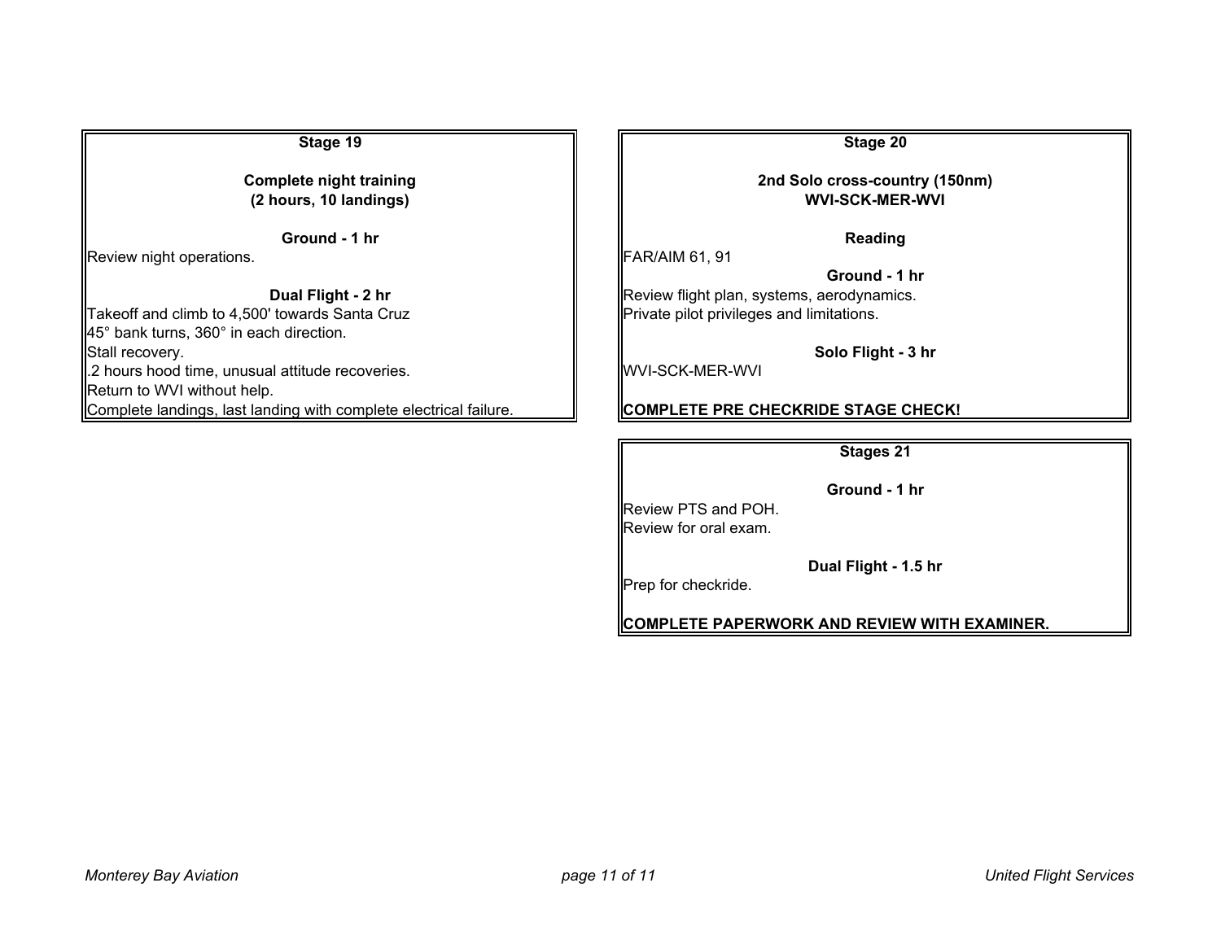## Stage 19

**Complete night training**
**(2 hours, 10 landings)**

**Ground - 1 hr**

Review night operations.

**Dual Flight - 2 hr**

Takeoff and climb to 4,500' towards Santa Cruz
45° bank turns, 360° in each direction.
Stall recovery.
.2 hours hood time, unusual attitude recoveries.
Return to WVI without help.
Complete landings, last landing with complete electrical failure.

## Stage 20

**2nd Solo cross-country (150nm)**
**WVI-SCK-MER-WVI**

**Reading**

FAR/AIM 61, 91

**Ground - 1 hr**

Review flight plan, systems, aerodynamics.
Private pilot privileges and limitations.

**Solo Flight - 3 hr**

WVI-SCK-MER-WVI

**COMPLETE PRE CHECKRIDE STAGE CHECK!**

## Stages 21

**Ground - 1 hr**

Review PTS and POH.
Review for oral exam.

**Dual Flight - 1.5 hr**

Prep for checkride.

**COMPLETE PAPERWORK AND REVIEW WITH EXAMINER.**